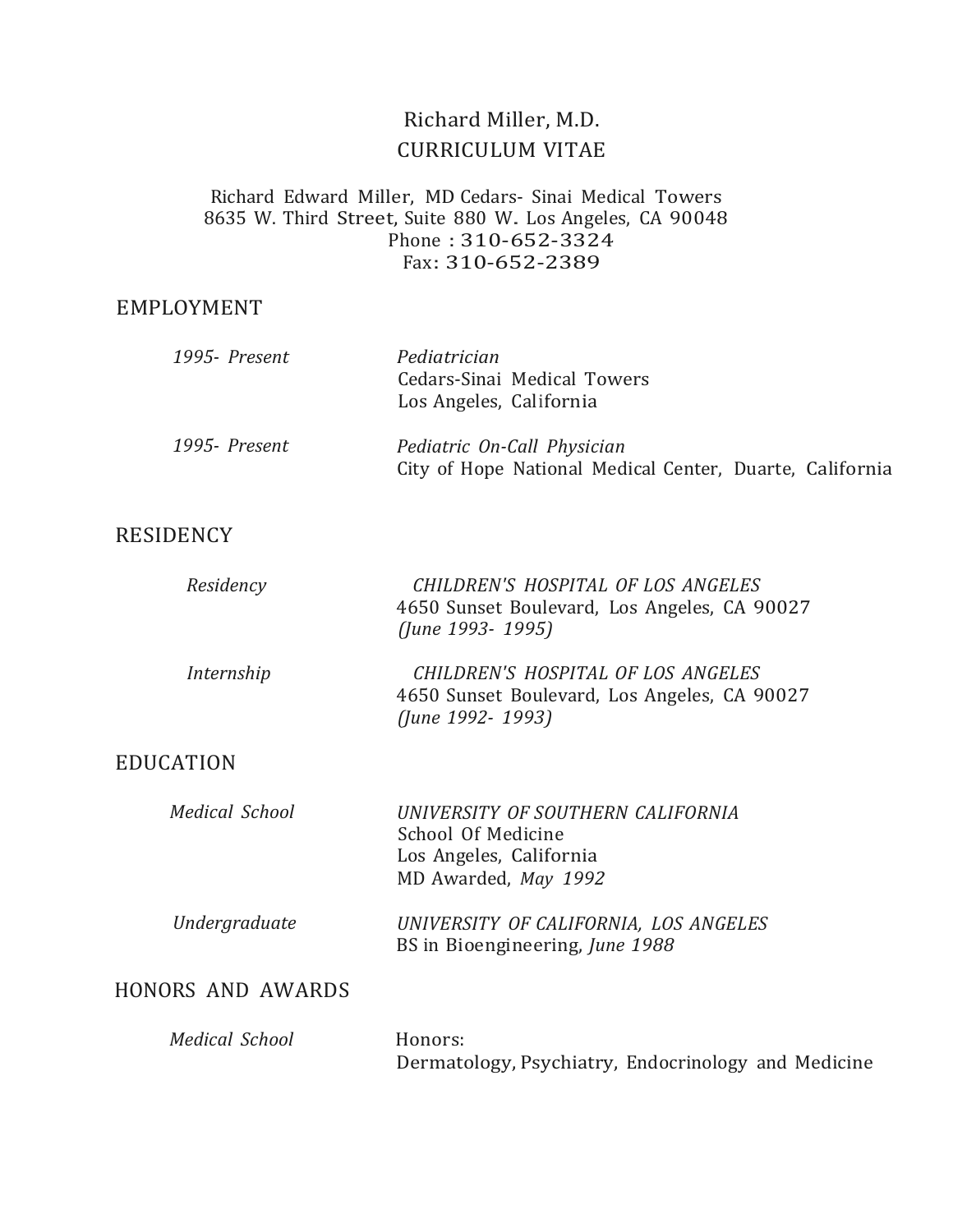# Richard Miller, M.D.

## CURRICULUM VITAE

Richard Edward Miller, MD Cedars- Sinai Medical Towers
8635 W. Third Street, Suite 880 W. Los Angeles, CA 90048
Phone : 310-652-3324
Fax: 310-652-2389

## EMPLOYMENT

*1995- Present* — *Pediatrician*
Cedars-Sinai Medical Towers
Los Angeles, California

*1995- Present* — *Pediatric On-Call Physician*
City of Hope National Medical Center, Duarte, California

## RESIDENCY

*Residency* — *CHILDREN'S HOSPITAL OF LOS ANGELES*
4650 Sunset Boulevard, Los Angeles, CA 90027
*(June 1993- 1995)*

*Internship* — *CHILDREN'S HOSPITAL OF LOS ANGELES*
4650 Sunset Boulevard, Los Angeles, CA 90027
*(June 1992- 1993)*

## EDUCATION

*Medical School* — *UNIVERSITY OF SOUTHERN CALIFORNIA*
School Of Medicine
Los Angeles, California
MD Awarded, *May 1992*

*Undergraduate* — *UNIVERSITY OF CALIFORNIA, LOS ANGELES*
BS in Bioengineering, *June 1988*

## HONORS AND AWARDS

*Medical School* — Honors:
Dermatology, Psychiatry, Endocrinology and Medicine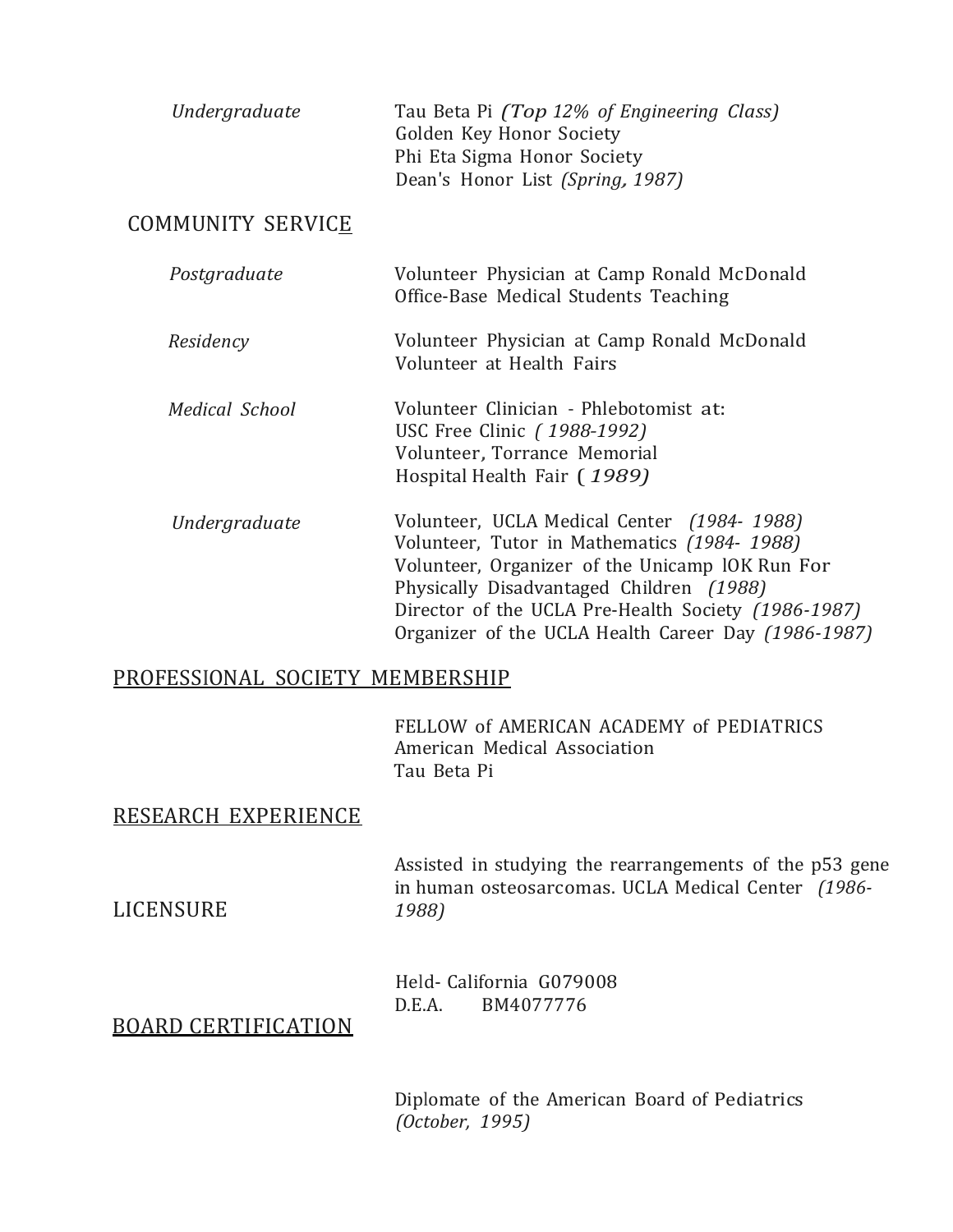*Undergraduate*

Tau Beta Pi *(Top 12% of Engineering Class)*
Golden Key Honor Society
Phi Eta Sigma Honor Society
Dean's Honor List *(Spring, 1987)*

## COMMUNITY SERVICE

*Postgraduate*

Volunteer Physician at Camp Ronald McDonald
Office-Base Medical Students Teaching

*Residency*

Volunteer Physician at Camp Ronald McDonald
Volunteer at Health Fairs

*Medical School*

Volunteer Clinician - Phlebotomist at:
USC Free Clinic *( 1988-1992)*
Volunteer, Torrance Memorial
Hospital Health Fair ( *1989)*

*Undergraduate*

Volunteer, UCLA Medical Center *(1984- 1988)*
Volunteer, Tutor in Mathematics *(1984- 1988)*
Volunteer, Organizer of the Unicamp lOK Run For Physically Disadvantaged Children *(1988)*
Director of the UCLA Pre-Health Society *(1986-1987)*
Organizer of the UCLA Health Career Day *(1986-1987)*

## PROFESSIONAL SOCIETY MEMBERSHIP

FELLOW of AMERICAN ACADEMY of PEDIATRICS
American Medical Association
Tau Beta Pi

## RESEARCH EXPERIENCE

Assisted in studying the rearrangements of the p53 gene in human osteosarcomas. UCLA Medical Center *(1986-1988)*

## LICENSURE

Held- California G079008
D.E.A. BM4077776

## BOARD CERTIFICATION

Diplomate of the American Board of Pediatrics
*(October, 1995)*